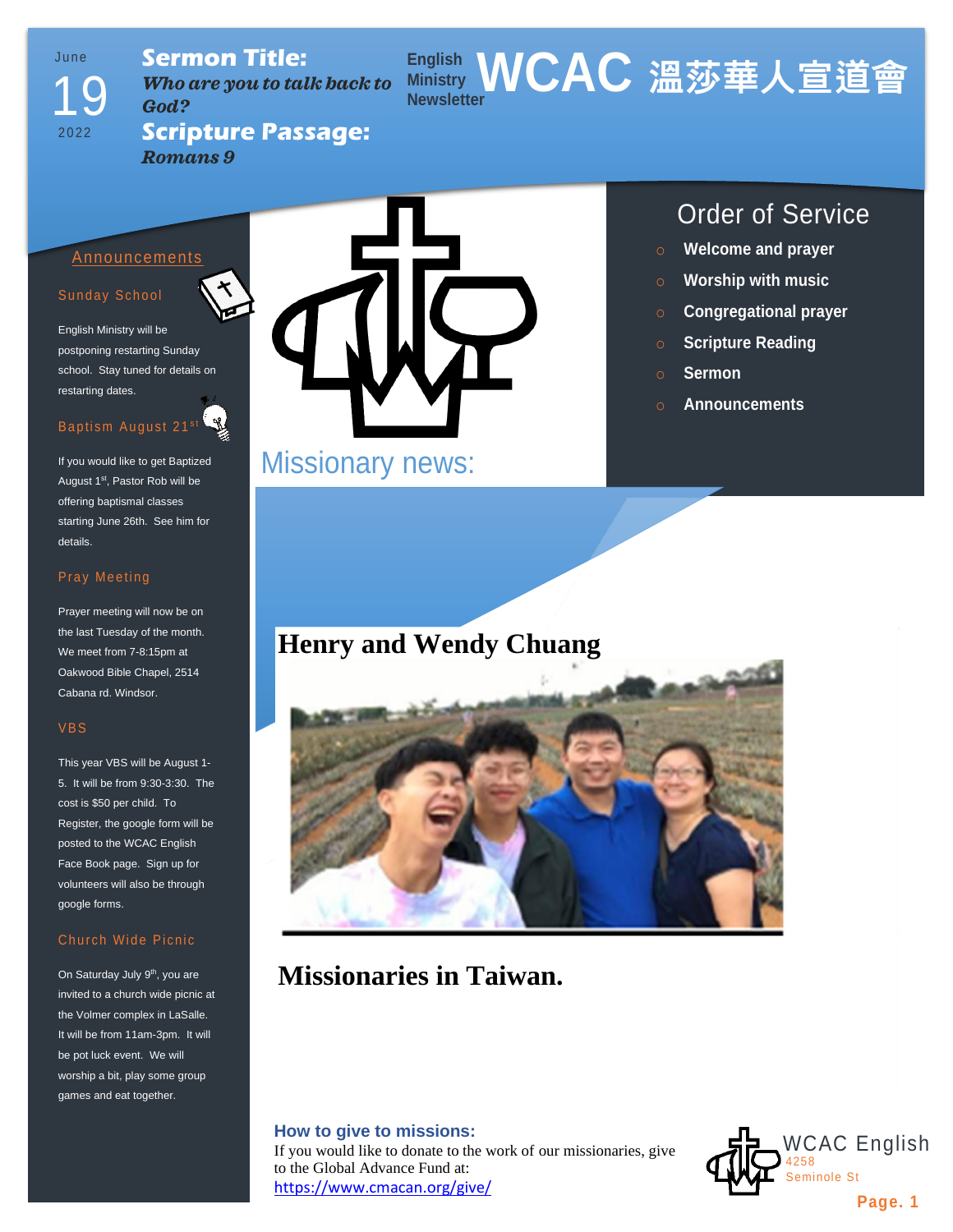June 19 2022

# WCAC 溫莎華人宣道會

English Ministry Newsletter

**Sermon Title:**
***Who are you to talk back to God?***

**Scripture Passage:**
***Romans 9***

## Announcements

### Sunday School

English Ministry will be postponing restarting Sunday school. Stay tuned for details on restarting dates.

### Baptism August 21st

If you would like to get Baptized August 1st, Pastor Rob will be offering baptismal classes starting June 26th. See him for details.

### Pray Meeting

Prayer meeting will now be on the last Tuesday of the month. We meet from 7-8:15pm at Oakwood Bible Chapel, 2514 Cabana rd. Windsor.

### VBS

This year VBS will be August 1-5. It will be from 9:30-3:30. The cost is $50 per child. To Register, the google form will be posted to the WCAC English Face Book page. Sign up for volunteers will also be through google forms.

### Church Wide Picnic

On Saturday July 9th, you are invited to a church wide picnic at the Volmer complex in LaSalle. It will be from 11am-3pm. It will be pot luck event. We will worship a bit, play some group games and eat together.

## Order of Service

- **Welcome and prayer**
- **Worship with music**
- **Congregational prayer**
- **Scripture Reading**
- **Sermon**
- **Announcements**

## Missionary news:

### Henry and Wendy Chuang

### Missionaries in Taiwan.

**How to give to missions:**
If you would like to donate to the work of our missionaries, give to the Global Advance Fund at:
https://www.cmacan.org/give/

WCAC English
4258 Seminole St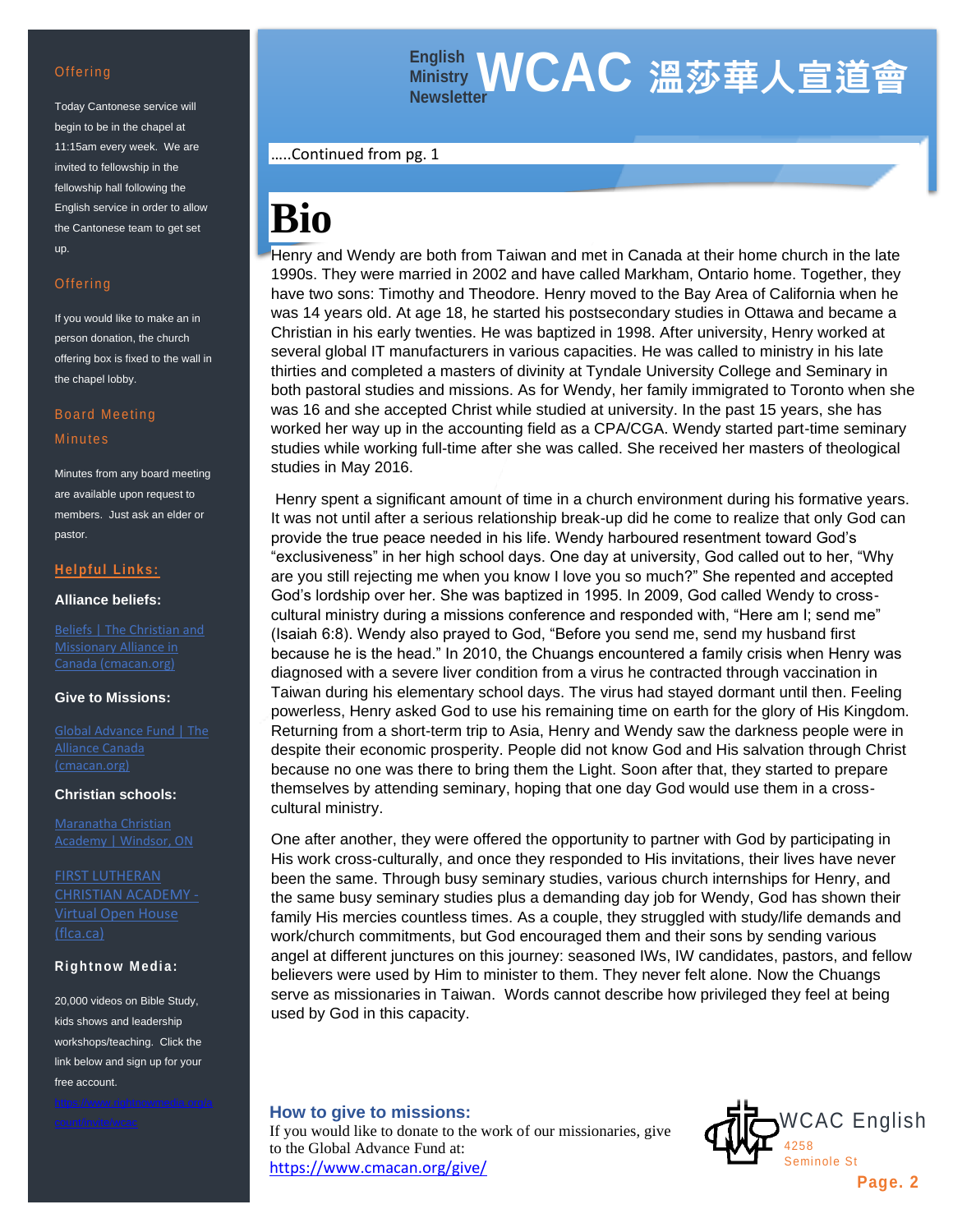English Ministry Newsletter **WCAC 溫莎華人宣道會**

…..Continued from pg. 1

# Bio

Henry and Wendy are both from Taiwan and met in Canada at their home church in the late 1990s. They were married in 2002 and have called Markham, Ontario home. Together, they have two sons: Timothy and Theodore. Henry moved to the Bay Area of California when he was 14 years old. At age 18, he started his postsecondary studies in Ottawa and became a Christian in his early twenties. He was baptized in 1998. After university, Henry worked at several global IT manufacturers in various capacities. He was called to ministry in his late thirties and completed a masters of divinity at Tyndale University College and Seminary in both pastoral studies and missions. As for Wendy, her family immigrated to Toronto when she was 16 and she accepted Christ while studied at university. In the past 15 years, she has worked her way up in the accounting field as a CPA/CGA. Wendy started part-time seminary studies while working full-time after she was called. She received her masters of theological studies in May 2016.

Henry spent a significant amount of time in a church environment during his formative years. It was not until after a serious relationship break-up did he come to realize that only God can provide the true peace needed in his life. Wendy harboured resentment toward God's "exclusiveness" in her high school days. One day at university, God called out to her, "Why are you still rejecting me when you know I love you so much?" She repented and accepted God's lordship over her. She was baptized in 1995. In 2009, God called Wendy to cross-cultural ministry during a missions conference and responded with, "Here am I; send me" (Isaiah 6:8). Wendy also prayed to God, "Before you send me, send my husband first because he is the head." In 2010, the Chuangs encountered a family crisis when Henry was diagnosed with a severe liver condition from a virus he contracted through vaccination in Taiwan during his elementary school days. The virus had stayed dormant until then. Feeling powerless, Henry asked God to use his remaining time on earth for the glory of His Kingdom. Returning from a short-term trip to Asia, Henry and Wendy saw the darkness people were in despite their economic prosperity. People did not know God and His salvation through Christ because no one was there to bring them the Light. Soon after that, they started to prepare themselves by attending seminary, hoping that one day God would use them in a cross-cultural ministry.

One after another, they were offered the opportunity to partner with God by participating in His work cross-culturally, and once they responded to His invitations, their lives have never been the same. Through busy seminary studies, various church internships for Henry, and the same busy seminary studies plus a demanding day job for Wendy, God has shown their family His mercies countless times. As a couple, they struggled with study/life demands and work/church commitments, but God encouraged them and their sons by sending various angel at different junctures on this journey: seasoned IWs, IW candidates, pastors, and fellow believers were used by Him to minister to them. They never felt alone. Now the Chuangs serve as missionaries in Taiwan. Words cannot describe how privileged they feel at being used by God in this capacity.

### How to give to missions:

If you would like to donate to the work of our missionaries, give to the Global Advance Fund at: https://www.cmacan.org/give/

### Offering

Today Cantonese service will begin to be in the chapel at 11:15am every week. We are invited to fellowship in the fellowship hall following the English service in order to allow the Cantonese team to get set up.

### Offering

If you would like to make an in person donation, the church offering box is fixed to the wall in the chapel lobby.

### Board Meeting Minutes

Minutes from any board meeting are available upon request to members. Just ask an elder or pastor.

### Helpful Links:

**Alliance beliefs:**

Beliefs | The Christian and Missionary Alliance in Canada (cmacan.org)

**Give to Missions:**

Global Advance Fund | The Alliance Canada (cmacan.org)

**Christian schools:**

Maranatha Christian Academy | Windsor, ON

FIRST LUTHERAN CHRISTIAN ACADEMY - Virtual Open House (flca.ca)

**Rightnow Media:**

20,000 videos on Bible Study, kids shows and leadership workshops/teaching. Click the link below and sign up for your free account.

https://www.rightnowmedia.org/account/invite/wcac

WCAC English
4258 Seminole St